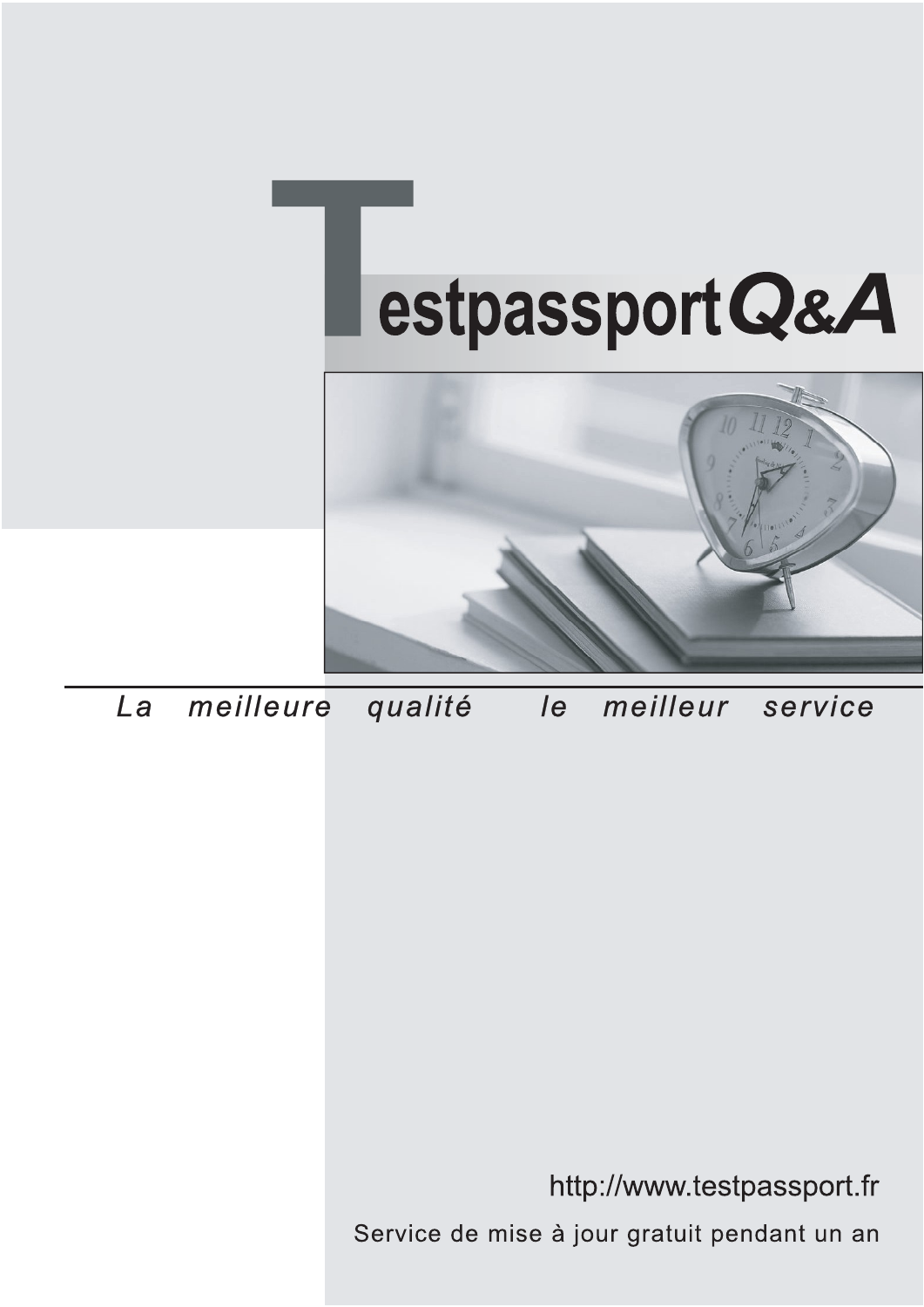# TestpassportQ&A

*La meilleure qualité le meilleur service*

http://www.testpassport.fr

Service de mise à jour gratuit pendant un an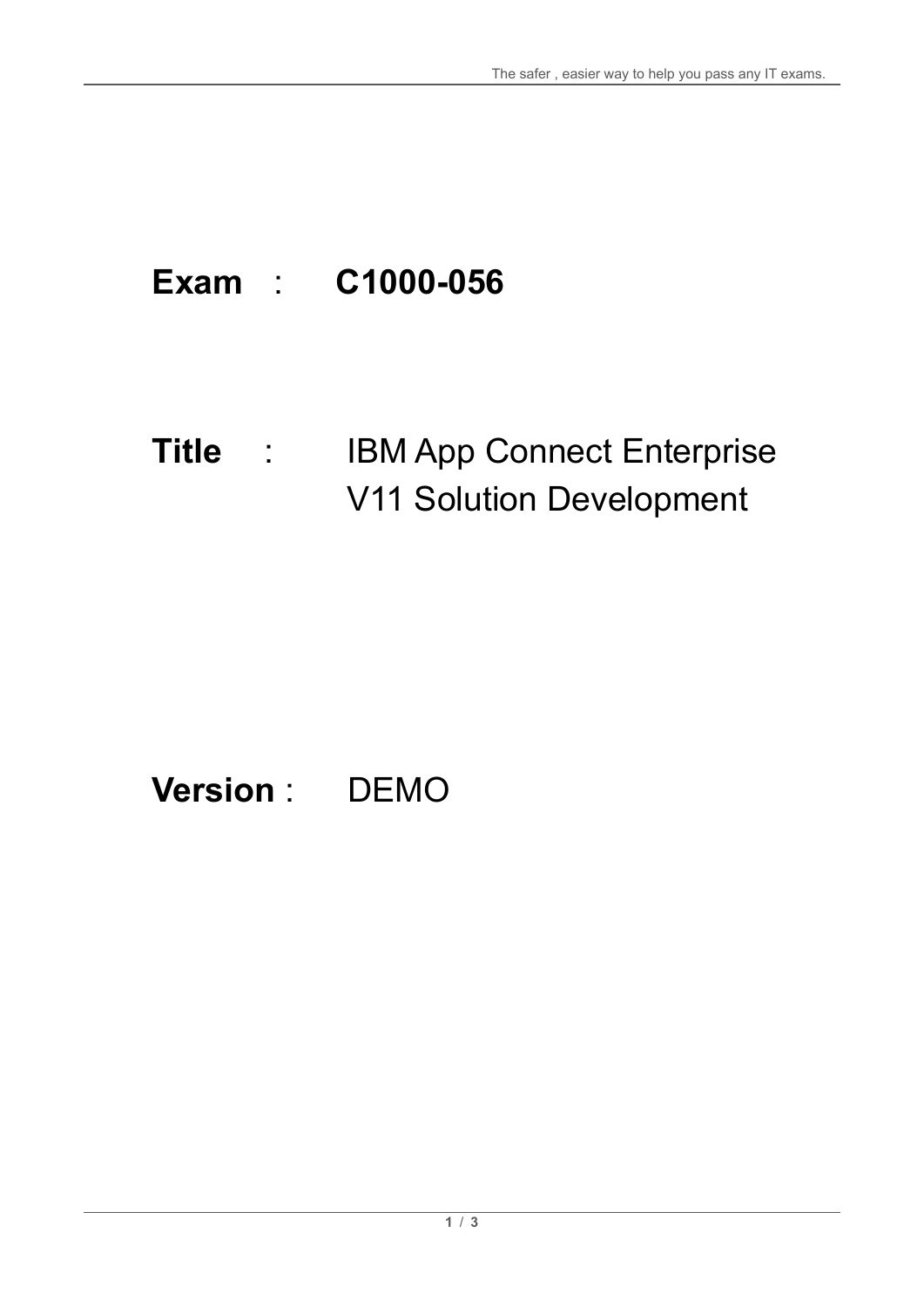**Exam** : **C1000-056**

**Title** : IBM App Connect Enterprise V11 Solution Development

**Version** : DEMO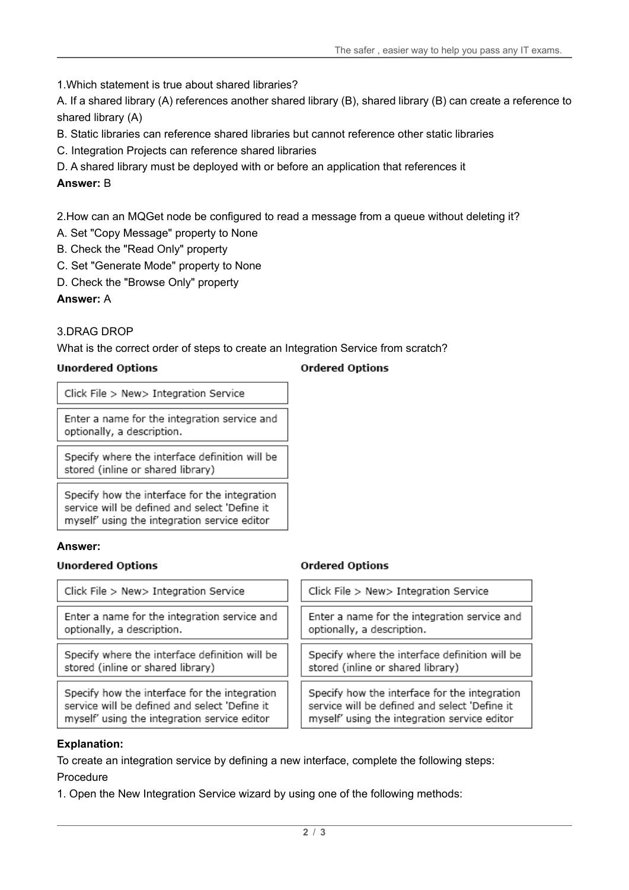1.Which statement is true about shared libraries?

A. If a shared library (A) references another shared library (B), shared library (B) can create a reference to shared library (A)

B. Static libraries can reference shared libraries but cannot reference other static libraries

C. Integration Projects can reference shared libraries

D. A shared library must be deployed with or before an application that references it

**Answer:** B

2.How can an MQGet node be configured to read a message from a queue without deleting it?

A. Set "Copy Message" property to None

B. Check the "Read Only" property

C. Set "Generate Mode" property to None

D. Check the "Browse Only" property

**Answer:** A

3.DRAG DROP

What is the correct order of steps to create an Integration Service from scratch?

| Unordered Options | Ordered Options |
| --- | --- |
| Click File > New> Integration Service | |
| Enter a name for the integration service and optionally, a description. | |
| Specify where the interface definition will be stored (inline or shared library) | |
| Specify how the interface for the integration service will be defined and select 'Define it myself' using the integration service editor | |

**Answer:**

| Unordered Options | Ordered Options |
| --- | --- |
| Click File > New> Integration Service | Click File > New> Integration Service |
| Enter a name for the integration service and optionally, a description. | Enter a name for the integration service and optionally, a description. |
| Specify where the interface definition will be stored (inline or shared library) | Specify where the interface definition will be stored (inline or shared library) |
| Specify how the interface for the integration service will be defined and select 'Define it myself' using the integration service editor | Specify how the interface for the integration service will be defined and select 'Define it myself' using the integration service editor |

**Explanation:**

To create an integration service by defining a new interface, complete the following steps:

Procedure

1. Open the New Integration Service wizard by using one of the following methods: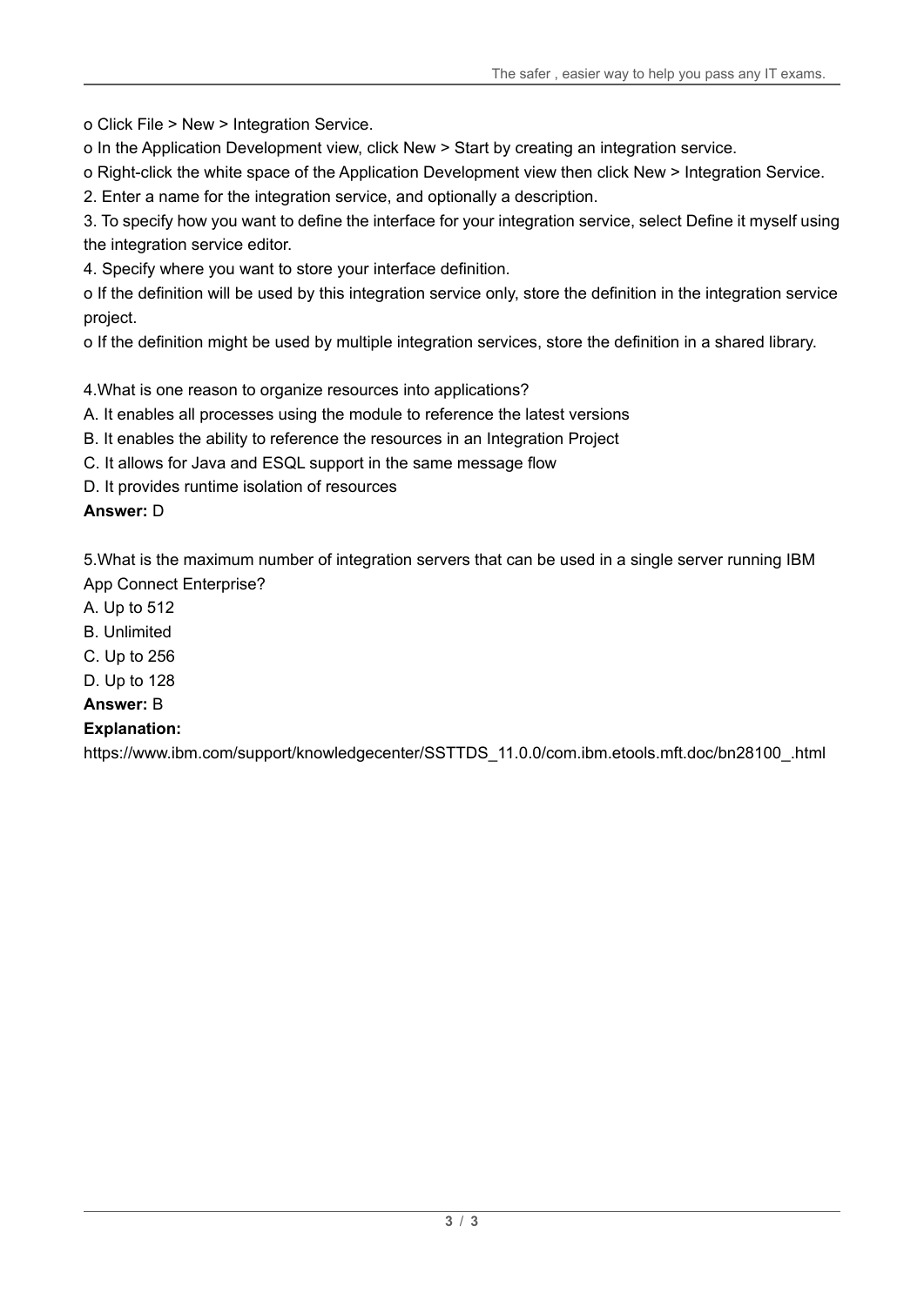o Click File > New > Integration Service.

o In the Application Development view, click New > Start by creating an integration service.

o Right-click the white space of the Application Development view then click New > Integration Service.

2. Enter a name for the integration service, and optionally a description.

3. To specify how you want to define the interface for your integration service, select Define it myself using the integration service editor.

4. Specify where you want to store your interface definition.

o If the definition will be used by this integration service only, store the definition in the integration service project.

o If the definition might be used by multiple integration services, store the definition in a shared library.

4.What is one reason to organize resources into applications?

A. It enables all processes using the module to reference the latest versions

B. It enables the ability to reference the resources in an Integration Project

C. It allows for Java and ESQL support in the same message flow

D. It provides runtime isolation of resources

**Answer:** D

5.What is the maximum number of integration servers that can be used in a single server running IBM App Connect Enterprise?

A. Up to 512

B. Unlimited

C. Up to 256

D. Up to 128

**Answer:** B

**Explanation:**

https://www.ibm.com/support/knowledgecenter/SSTTDS_11.0.0/com.ibm.etools.mft.doc/bn28100_.html